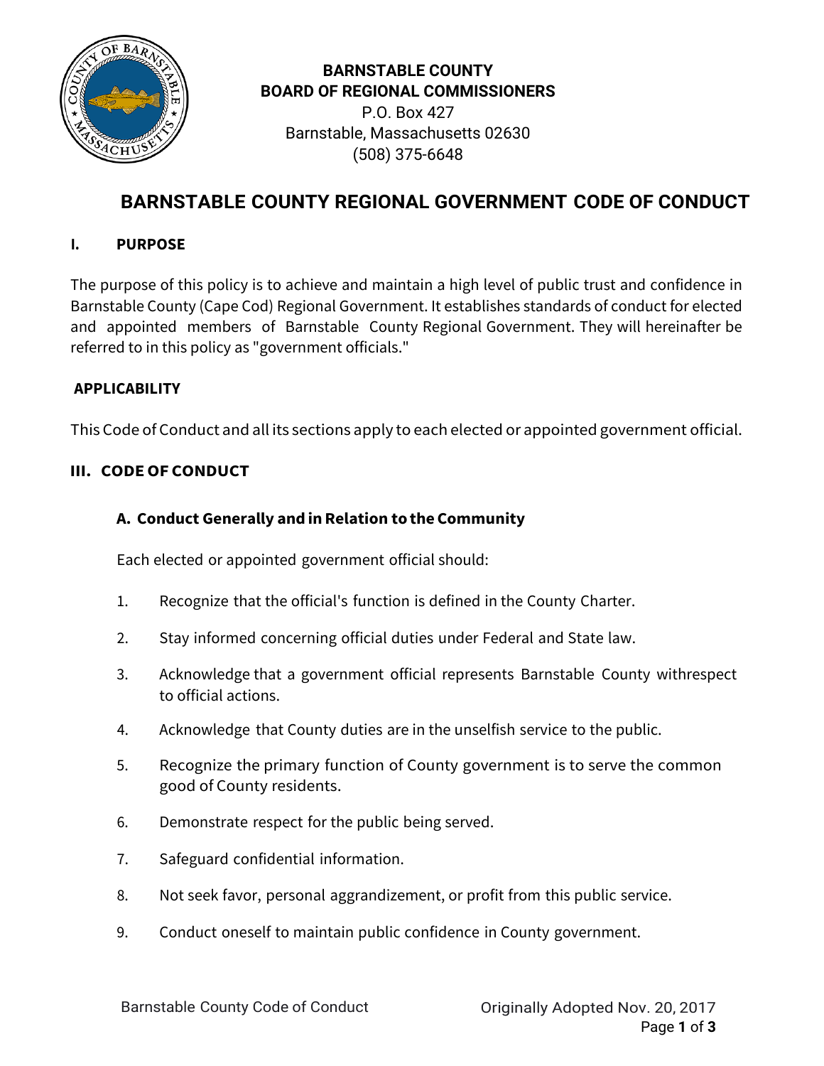**BARNSTABLE COUNTY**
**BOARD OF REGIONAL COMMISSIONERS**
P.O. Box 427
Barnstable, Massachusetts 02630
(508) 375-6648

# BARNSTABLE COUNTY REGIONAL GOVERNMENT CODE OF CONDUCT

## I. PURPOSE

The purpose of this policy is to achieve and maintain a high level of public trust and confidence in Barnstable County (Cape Cod) Regional Government. It establishes standards of conduct for elected and appointed members of Barnstable County Regional Government. They will hereinafter be referred to in this policy as "government officials."

## APPLICABILITY

This Code of Conduct and all its sections apply to each elected or appointed government official.

## III. CODE OF CONDUCT

### A. Conduct Generally and in Relation to the Community

Each elected or appointed government official should:

1. Recognize that the official's function is defined in the County Charter.
2. Stay informed concerning official duties under Federal and State law.
3. Acknowledge that a government official represents Barnstable County withrespect to official actions.
4. Acknowledge that County duties are in the unselfish service to the public.
5. Recognize the primary function of County government is to serve the common good of County residents.
6. Demonstrate respect for the public being served.
7. Safeguard confidential information.
8. Not seek favor, personal aggrandizement, or profit from this public service.
9. Conduct oneself to maintain public confidence in County government.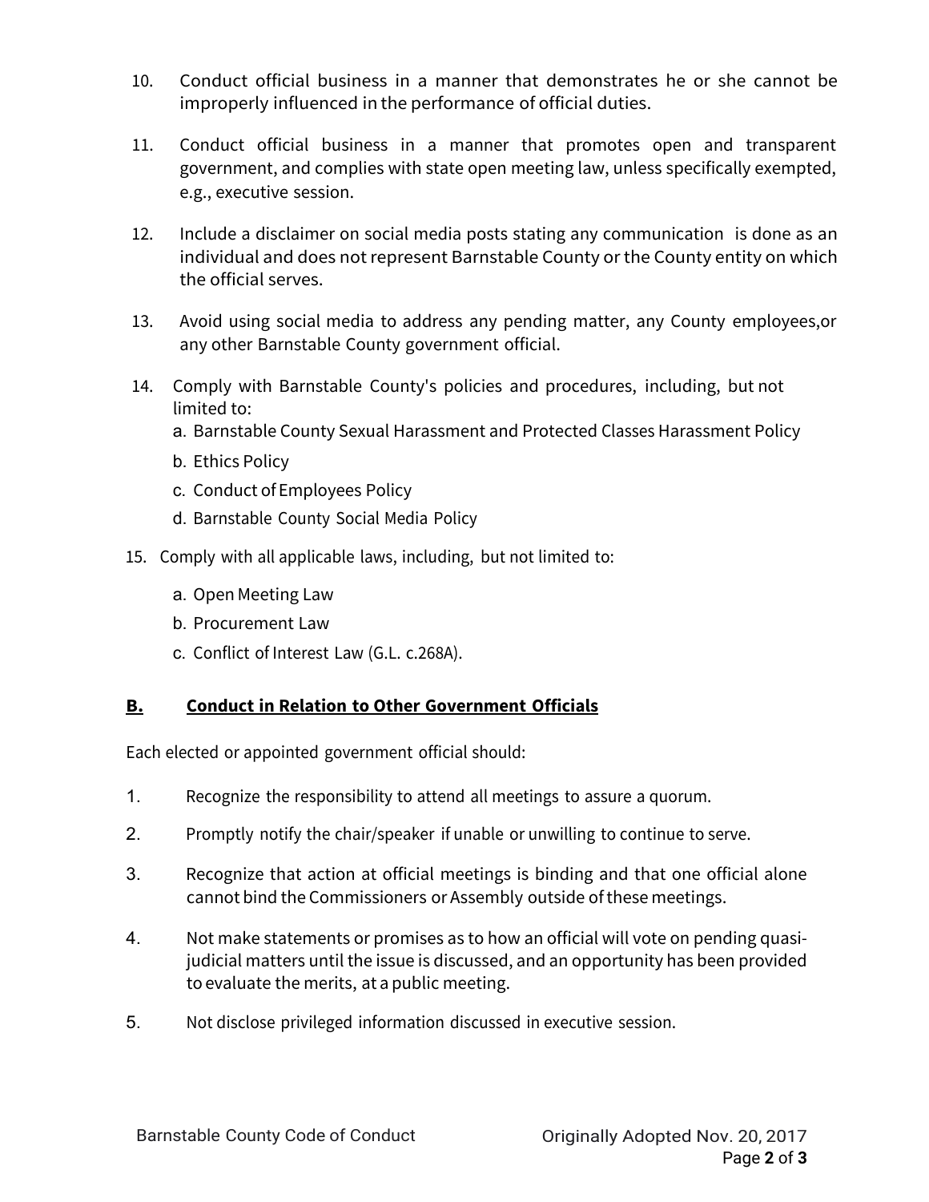10. Conduct official business in a manner that demonstrates he or she cannot be improperly influenced in the performance of official duties.

11. Conduct official business in a manner that promotes open and transparent government, and complies with state open meeting law, unless specifically exempted, e.g., executive session.

12. Include a disclaimer on social media posts stating any communication is done as an individual and does not represent Barnstable County or the County entity on which the official serves.

13. Avoid using social media to address any pending matter, any County employees,or any other Barnstable County government official.

14. Comply with Barnstable County's policies and procedures, including, but not limited to:
    a. Barnstable County Sexual Harassment and Protected Classes Harassment Policy
    b. Ethics Policy
    c. Conduct of Employees Policy
    d. Barnstable County Social Media Policy

15. Comply with all applicable laws, including, but not limited to:
    a. Open Meeting Law
    b. Procurement Law
    c. Conflict of Interest Law (G.L. c.268A).

## B. Conduct in Relation to Other Government Officials

Each elected or appointed government official should:

1. Recognize the responsibility to attend all meetings to assure a quorum.

2. Promptly notify the chair/speaker if unable or unwilling to continue to serve.

3. Recognize that action at official meetings is binding and that one official alone cannot bind the Commissioners or Assembly outside of these meetings.

4. Not make statements or promises as to how an official will vote on pending quasi-judicial matters until the issue is discussed, and an opportunity has been provided to evaluate the merits, at a public meeting.

5. Not disclose privileged information discussed in executive session.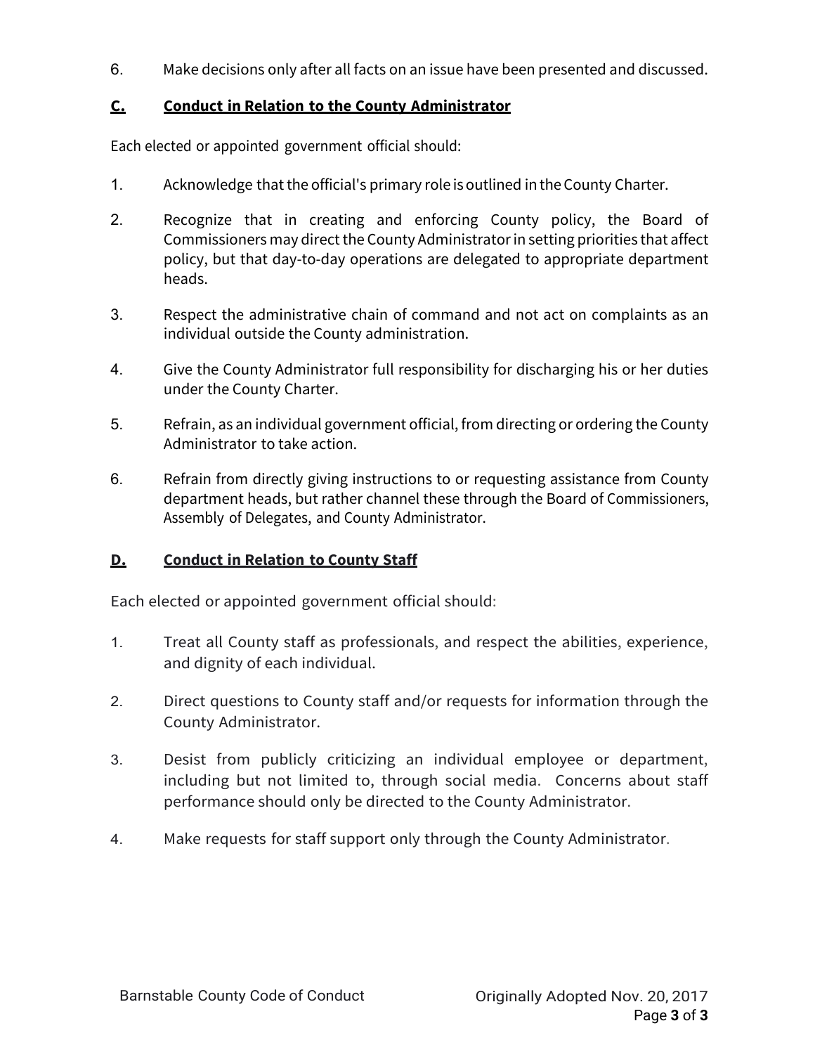6. Make decisions only after all facts on an issue have been presented and discussed.

## C. Conduct in Relation to the County Administrator

Each elected or appointed government official should:

1. Acknowledge that the official's primary role is outlined in the County Charter.
2. Recognize that in creating and enforcing County policy, the Board of Commissioners may direct the County Administrator in setting priorities that affect policy, but that day-to-day operations are delegated to appropriate department heads.
3. Respect the administrative chain of command and not act on complaints as an individual outside the County administration.
4. Give the County Administrator full responsibility for discharging his or her duties under the County Charter.
5. Refrain, as an individual government official, from directing or ordering the County Administrator to take action.
6. Refrain from directly giving instructions to or requesting assistance from County department heads, but rather channel these through the Board of Commissioners, Assembly of Delegates, and County Administrator.

## D. Conduct in Relation to County Staff

Each elected or appointed government official should:

1. Treat all County staff as professionals, and respect the abilities, experience, and dignity of each individual.
2. Direct questions to County staff and/or requests for information through the County Administrator.
3. Desist from publicly criticizing an individual employee or department, including but not limited to, through social media. Concerns about staff performance should only be directed to the County Administrator.
4. Make requests for staff support only through the County Administrator.